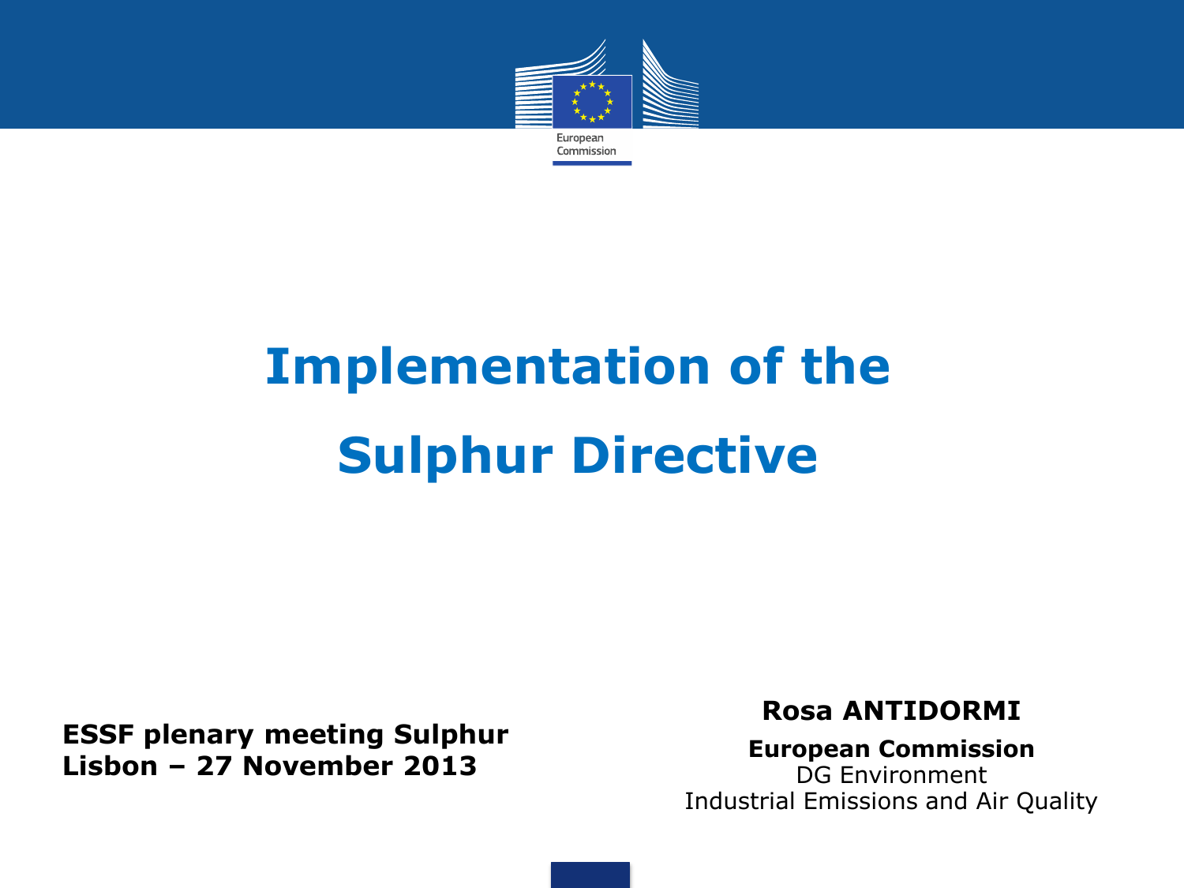European Commission

# Implementation of the Sulphur Directive

**ESSF plenary meeting Sulphur**
**Lisbon – 27 November 2013**

**Rosa ANTIDORMI**

**European Commission**
DG Environment
Industrial Emissions and Air Quality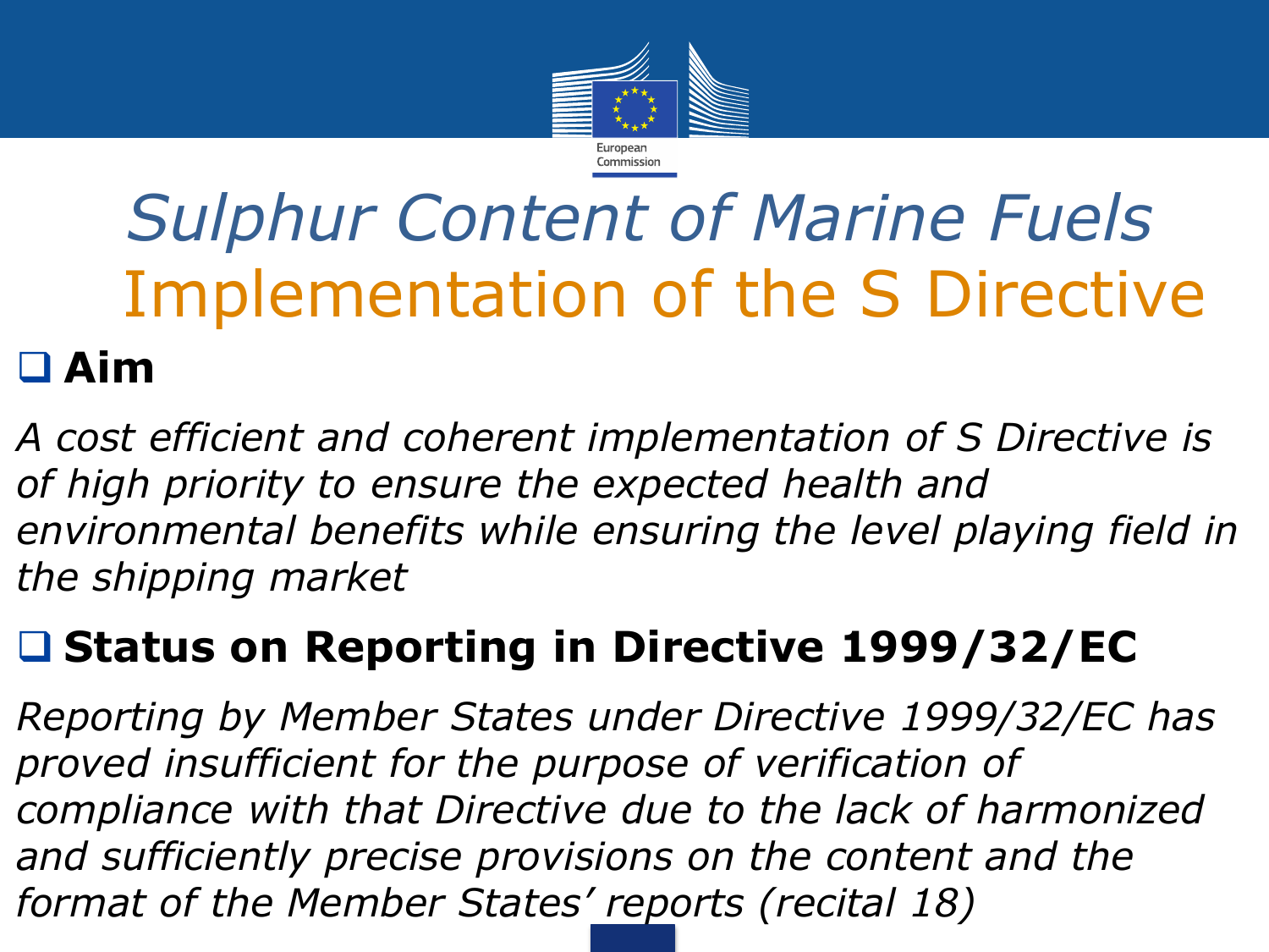# *Sulphur Content of Marine Fuels*
## Implementation of the S Directive

- **Aim**

*A cost efficient and coherent implementation of S Directive is of high priority to ensure the expected health and environmental benefits while ensuring the level playing field in the shipping market*

- **Status on Reporting in Directive 1999/32/EC**

*Reporting by Member States under Directive 1999/32/EC has proved insufficient for the purpose of verification of compliance with that Directive due to the lack of harmonized and sufficiently precise provisions on the content and the format of the Member States' reports (recital 18)*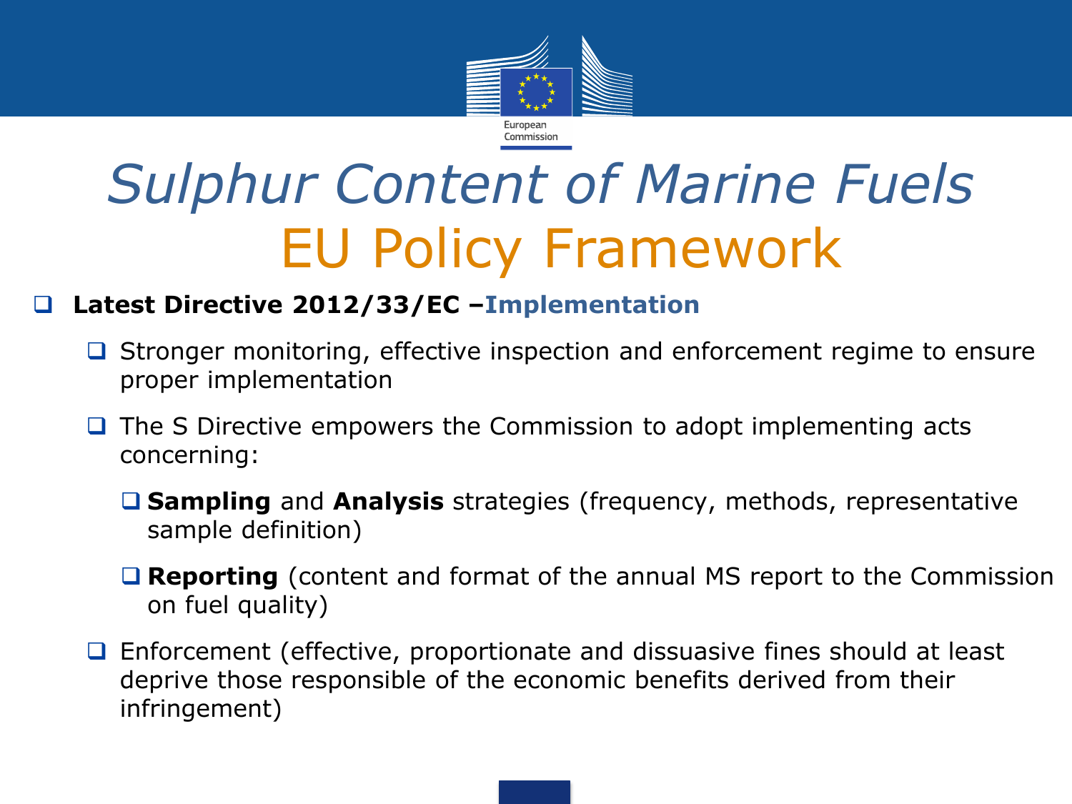# *Sulphur Content of Marine Fuels*
# EU Policy Framework

- **Latest Directive 2012/33/EC –Implementation**
  - Stronger monitoring, effective inspection and enforcement regime to ensure proper implementation
  - The S Directive empowers the Commission to adopt implementing acts concerning:
    - **Sampling** and **Analysis** strategies (frequency, methods, representative sample definition)
    - **Reporting** (content and format of the annual MS report to the Commission on fuel quality)
  - Enforcement (effective, proportionate and dissuasive fines should at least deprive those responsible of the economic benefits derived from their infringement)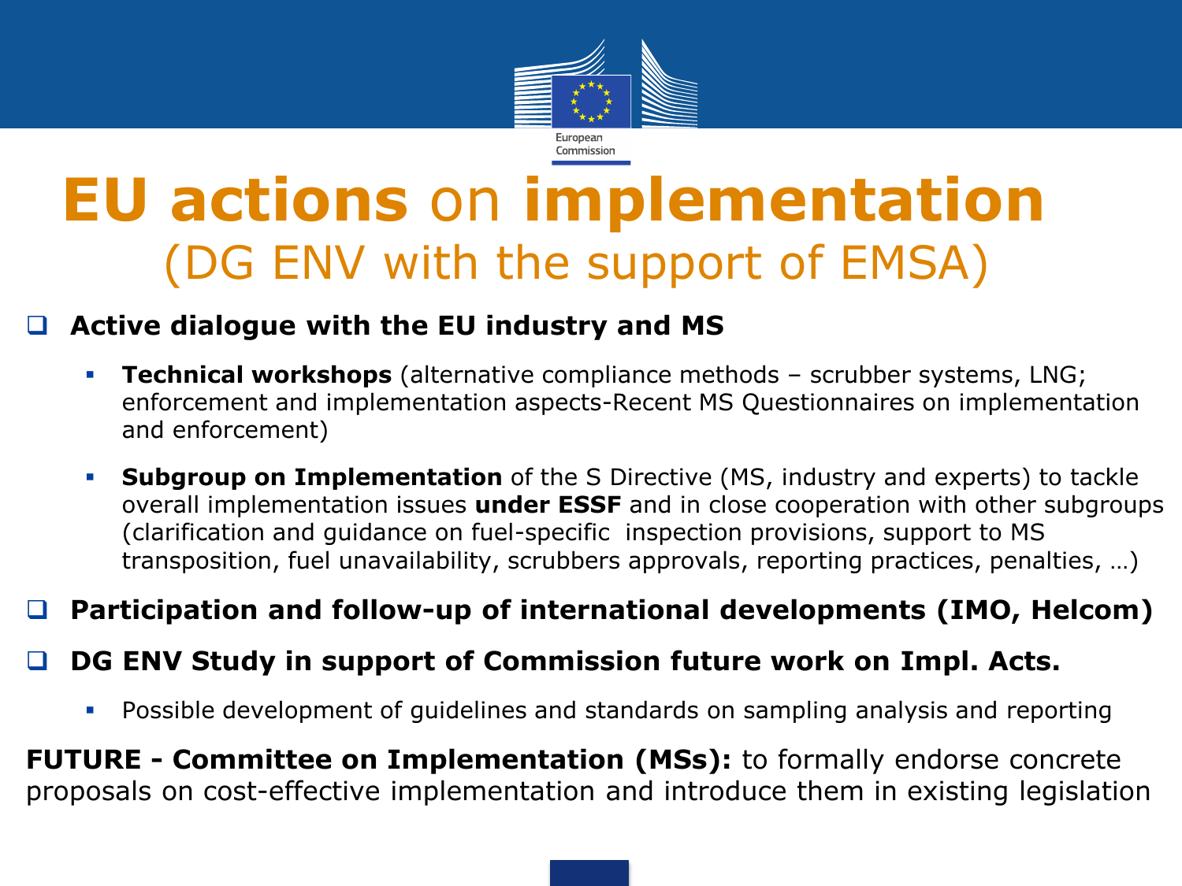# EU actions on implementation
## (DG ENV with the support of EMSA)

- **Active dialogue with the EU industry and MS**
  - **Technical workshops** (alternative compliance methods – scrubber systems, LNG; enforcement and implementation aspects-Recent MS Questionnaires on implementation and enforcement)
  - **Subgroup on Implementation** of the S Directive (MS, industry and experts) to tackle overall implementation issues **under ESSF** and in close cooperation with other subgroups (clarification and guidance on fuel-specific inspection provisions, support to MS transposition, fuel unavailability, scrubbers approvals, reporting practices, penalties, …)
- **Participation and follow-up of international developments (IMO, Helcom)**
- **DG ENV Study in support of Commission future work on Impl. Acts.**
  - Possible development of guidelines and standards on sampling analysis and reporting

**FUTURE - Committee on Implementation (MSs):** to formally endorse concrete proposals on cost-effective implementation and introduce them in existing legislation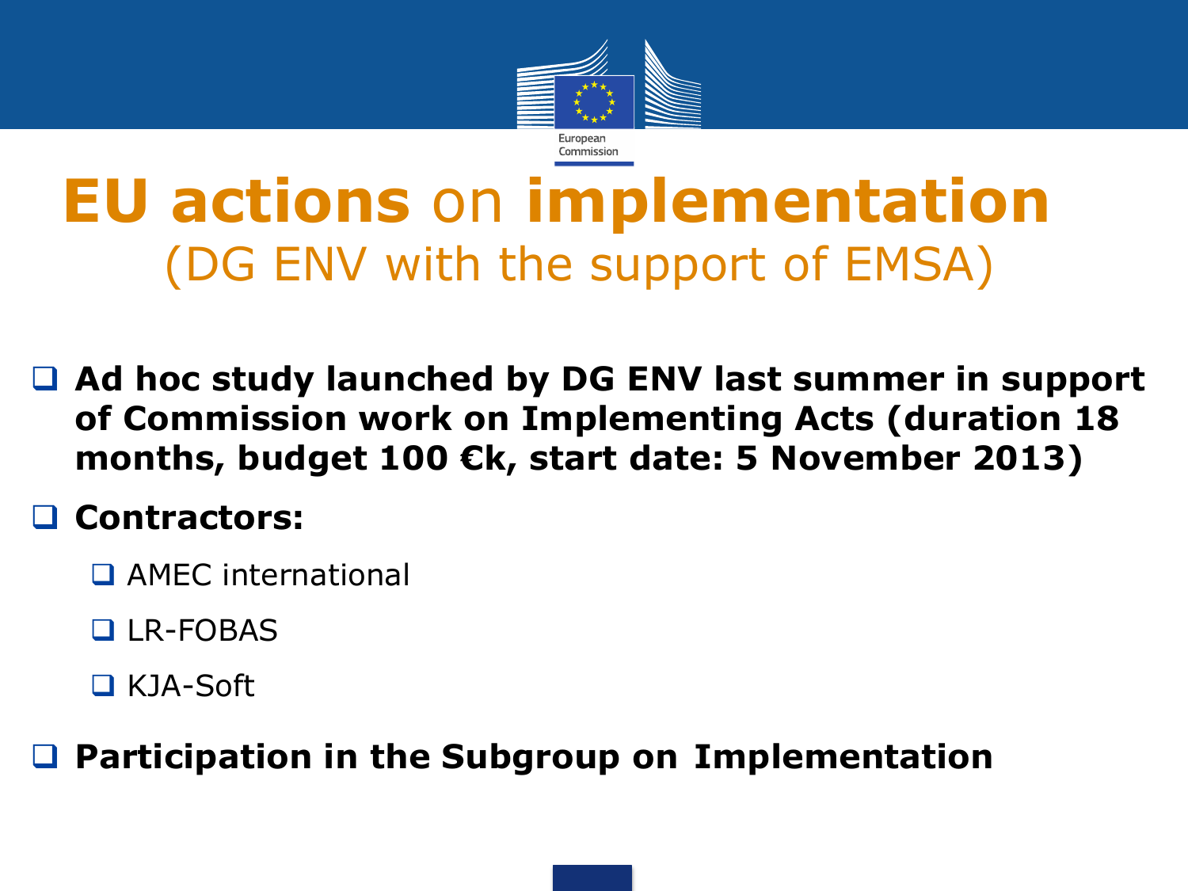# EU actions on implementation
## (DG ENV with the support of EMSA)

- **Ad hoc study launched by DG ENV last summer in support of Commission work on Implementing Acts (duration 18 months, budget 100 €k, start date: 5 November 2013)**
- **Contractors:**
  - AMEC international
  - LR-FOBAS
  - KJA-Soft
- **Participation in the Subgroup on Implementation**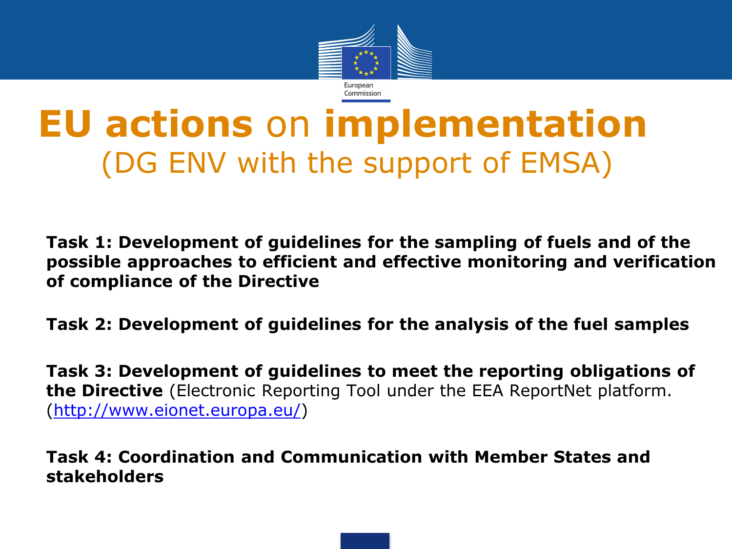# EU actions on implementation

## (DG ENV with the support of EMSA)

**Task 1: Development of guidelines for the sampling of fuels and of the possible approaches to efficient and effective monitoring and verification of compliance of the Directive**

**Task 2: Development of guidelines for the analysis of the fuel samples**

**Task 3: Development of guidelines to meet the reporting obligations of the Directive** (Electronic Reporting Tool under the EEA ReportNet platform. (http://www.eionet.europa.eu/)

**Task 4: Coordination and Communication with Member States and stakeholders**